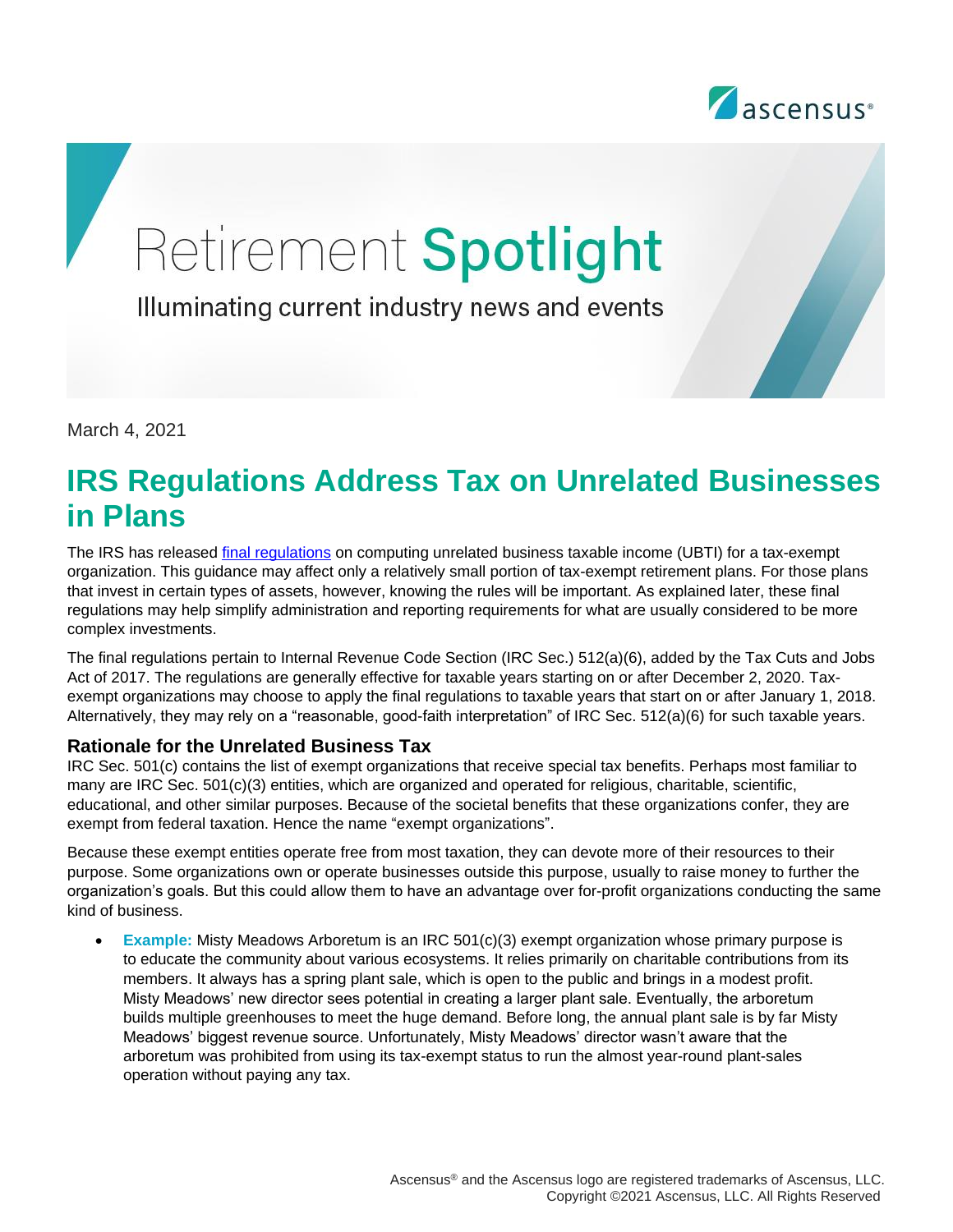Retirement **Spotlight**

Illuminating current industry news and events

March 4, 2021

# IRS Regulations Address Tax on Unrelated Businesses in Plans

The IRS has released [final regulations](final regulations) on computing unrelated business taxable income (UBTI) for a tax-exempt organization. This guidance may affect only a relatively small portion of tax-exempt retirement plans. For those plans that invest in certain types of assets, however, knowing the rules will be important. As explained later, these final regulations may help simplify administration and reporting requirements for what are usually considered to be more complex investments.

The final regulations pertain to Internal Revenue Code Section (IRC Sec.) 512(a)(6), added by the Tax Cuts and Jobs Act of 2017. The regulations are generally effective for taxable years starting on or after December 2, 2020. Tax-exempt organizations may choose to apply the final regulations to taxable years that start on or after January 1, 2018. Alternatively, they may rely on a "reasonable, good-faith interpretation" of IRC Sec. 512(a)(6) for such taxable years.

### Rationale for the Unrelated Business Tax

IRC Sec. 501(c) contains the list of exempt organizations that receive special tax benefits. Perhaps most familiar to many are IRC Sec. 501(c)(3) entities, which are organized and operated for religious, charitable, scientific, educational, and other similar purposes. Because of the societal benefits that these organizations confer, they are exempt from federal taxation. Hence the name "exempt organizations".

Because these exempt entities operate free from most taxation, they can devote more of their resources to their purpose. Some organizations own or operate businesses outside this purpose, usually to raise money to further the organization's goals. But this could allow them to have an advantage over for-profit organizations conducting the same kind of business.

- **Example:** Misty Meadows Arboretum is an IRC 501(c)(3) exempt organization whose primary purpose is to educate the community about various ecosystems. It relies primarily on charitable contributions from its members. It always has a spring plant sale, which is open to the public and brings in a modest profit. Misty Meadows' new director sees potential in creating a larger plant sale. Eventually, the arboretum builds multiple greenhouses to meet the huge demand. Before long, the annual plant sale is by far Misty Meadows' biggest revenue source. Unfortunately, Misty Meadows' director wasn't aware that the arboretum was prohibited from using its tax-exempt status to run the almost year-round plant-sales operation without paying any tax.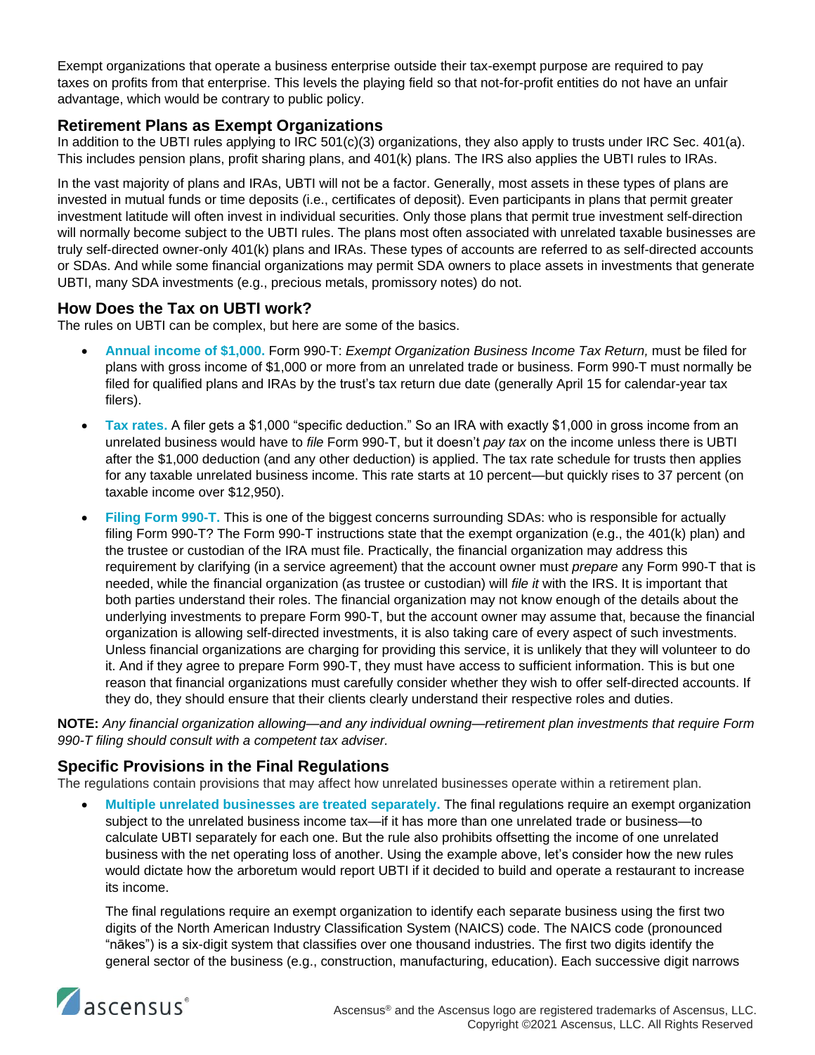Exempt organizations that operate a business enterprise outside their tax-exempt purpose are required to pay taxes on profits from that enterprise. This levels the playing field so that not-for-profit entities do not have an unfair advantage, which would be contrary to public policy.

## Retirement Plans as Exempt Organizations

In addition to the UBTI rules applying to IRC 501(c)(3) organizations, they also apply to trusts under IRC Sec. 401(a). This includes pension plans, profit sharing plans, and 401(k) plans. The IRS also applies the UBTI rules to IRAs.

In the vast majority of plans and IRAs, UBTI will not be a factor. Generally, most assets in these types of plans are invested in mutual funds or time deposits (i.e., certificates of deposit). Even participants in plans that permit greater investment latitude will often invest in individual securities. Only those plans that permit true investment self-direction will normally become subject to the UBTI rules. The plans most often associated with unrelated taxable businesses are truly self-directed owner-only 401(k) plans and IRAs. These types of accounts are referred to as self-directed accounts or SDAs. And while some financial organizations may permit SDA owners to place assets in investments that generate UBTI, many SDA investments (e.g., precious metals, promissory notes) do not.

## How Does the Tax on UBTI work?

The rules on UBTI can be complex, but here are some of the basics.

- **Annual income of $1,000.** Form 990-T: *Exempt Organization Business Income Tax Return,* must be filed for plans with gross income of $1,000 or more from an unrelated trade or business. Form 990-T must normally be filed for qualified plans and IRAs by the trust's tax return due date (generally April 15 for calendar-year tax filers).
- **Tax rates.** A filer gets a $1,000 "specific deduction." So an IRA with exactly $1,000 in gross income from an unrelated business would have to *file* Form 990-T, but it doesn't *pay tax* on the income unless there is UBTI after the $1,000 deduction (and any other deduction) is applied. The tax rate schedule for trusts then applies for any taxable unrelated business income. This rate starts at 10 percent—but quickly rises to 37 percent (on taxable income over $12,950).
- **Filing Form 990-T.** This is one of the biggest concerns surrounding SDAs: who is responsible for actually filing Form 990-T? The Form 990-T instructions state that the exempt organization (e.g., the 401(k) plan) and the trustee or custodian of the IRA must file. Practically, the financial organization may address this requirement by clarifying (in a service agreement) that the account owner must *prepare* any Form 990-T that is needed, while the financial organization (as trustee or custodian) will *file it* with the IRS. It is important that both parties understand their roles. The financial organization may not know enough of the details about the underlying investments to prepare Form 990-T, but the account owner may assume that, because the financial organization is allowing self-directed investments, it is also taking care of every aspect of such investments. Unless financial organizations are charging for providing this service, it is unlikely that they will volunteer to do it. And if they agree to prepare Form 990-T, they must have access to sufficient information. This is but one reason that financial organizations must carefully consider whether they wish to offer self-directed accounts. If they do, they should ensure that their clients clearly understand their respective roles and duties.

**NOTE:** *Any financial organization allowing—and any individual owning—retirement plan investments that require Form 990-T filing should consult with a competent tax adviser.*

## Specific Provisions in the Final Regulations

The regulations contain provisions that may affect how unrelated businesses operate within a retirement plan.

- **Multiple unrelated businesses are treated separately.** The final regulations require an exempt organization subject to the unrelated business income tax—if it has more than one unrelated trade or business—to calculate UBTI separately for each one. But the rule also prohibits offsetting the income of one unrelated business with the net operating loss of another. Using the example above, let's consider how the new rules would dictate how the arboretum would report UBTI if it decided to build and operate a restaurant to increase its income.

  The final regulations require an exempt organization to identify each separate business using the first two digits of the North American Industry Classification System (NAICS) code. The NAICS code (pronounced "nākes") is a six-digit system that classifies over one thousand industries. The first two digits identify the general sector of the business (e.g., construction, manufacturing, education). Each successive digit narrows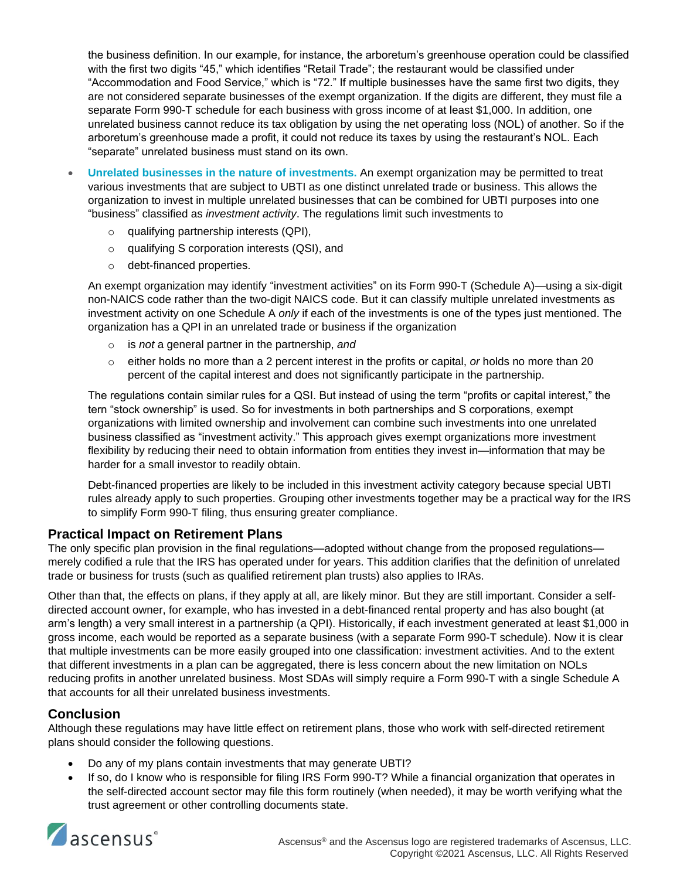the business definition. In our example, for instance, the arboretum's greenhouse operation could be classified with the first two digits "45," which identifies "Retail Trade"; the restaurant would be classified under "Accommodation and Food Service," which is "72." If multiple businesses have the same first two digits, they are not considered separate businesses of the exempt organization. If the digits are different, they must file a separate Form 990-T schedule for each business with gross income of at least $1,000. In addition, one unrelated business cannot reduce its tax obligation by using the net operating loss (NOL) of another. So if the arboretum's greenhouse made a profit, it could not reduce its taxes by using the restaurant's NOL. Each "separate" unrelated business must stand on its own.

- **Unrelated businesses in the nature of investments.** An exempt organization may be permitted to treat various investments that are subject to UBTI as one distinct unrelated trade or business. This allows the organization to invest in multiple unrelated businesses that can be combined for UBTI purposes into one "business" classified as *investment activity*. The regulations limit such investments to
  - qualifying partnership interests (QPI),
  - qualifying S corporation interests (QSI), and
  - debt-financed properties.

  An exempt organization may identify "investment activities" on its Form 990-T (Schedule A)—using a six-digit non-NAICS code rather than the two-digit NAICS code. But it can classify multiple unrelated investments as investment activity on one Schedule A *only* if each of the investments is one of the types just mentioned. The organization has a QPI in an unrelated trade or business if the organization
  - is *not* a general partner in the partnership, *and*
  - either holds no more than a 2 percent interest in the profits or capital, *or* holds no more than 20 percent of the capital interest and does not significantly participate in the partnership.

  The regulations contain similar rules for a QSI. But instead of using the term "profits or capital interest," the tern "stock ownership" is used. So for investments in both partnerships and S corporations, exempt organizations with limited ownership and involvement can combine such investments into one unrelated business classified as "investment activity." This approach gives exempt organizations more investment flexibility by reducing their need to obtain information from entities they invest in—information that may be harder for a small investor to readily obtain.

  Debt-financed properties are likely to be included in this investment activity category because special UBTI rules already apply to such properties. Grouping other investments together may be a practical way for the IRS to simplify Form 990-T filing, thus ensuring greater compliance.

## Practical Impact on Retirement Plans

The only specific plan provision in the final regulations—adopted without change from the proposed regulations—merely codified a rule that the IRS has operated under for years. This addition clarifies that the definition of unrelated trade or business for trusts (such as qualified retirement plan trusts) also applies to IRAs.

Other than that, the effects on plans, if they apply at all, are likely minor. But they are still important. Consider a self-directed account owner, for example, who has invested in a debt-financed rental property and has also bought (at arm's length) a very small interest in a partnership (a QPI). Historically, if each investment generated at least $1,000 in gross income, each would be reported as a separate business (with a separate Form 990-T schedule). Now it is clear that multiple investments can be more easily grouped into one classification: investment activities. And to the extent that different investments in a plan can be aggregated, there is less concern about the new limitation on NOLs reducing profits in another unrelated business. Most SDAs will simply require a Form 990-T with a single Schedule A that accounts for all their unrelated business investments.

## Conclusion

Although these regulations may have little effect on retirement plans, those who work with self-directed retirement plans should consider the following questions.

- Do any of my plans contain investments that may generate UBTI?
- If so, do I know who is responsible for filing IRS Form 990-T? While a financial organization that operates in the self-directed account sector may file this form routinely (when needed), it may be worth verifying what the trust agreement or other controlling documents state.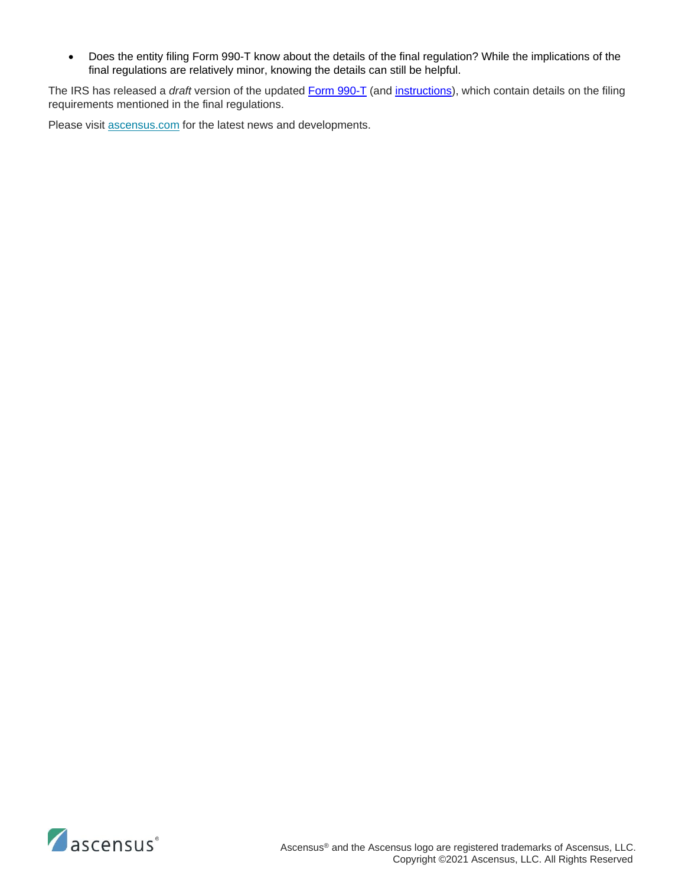- Does the entity filing Form 990-T know about the details of the final regulation? While the implications of the final regulations are relatively minor, knowing the details can still be helpful.

The IRS has released a *draft* version of the updated Form 990-T (and instructions), which contain details on the filing requirements mentioned in the final regulations.

Please visit ascensus.com for the latest news and developments.